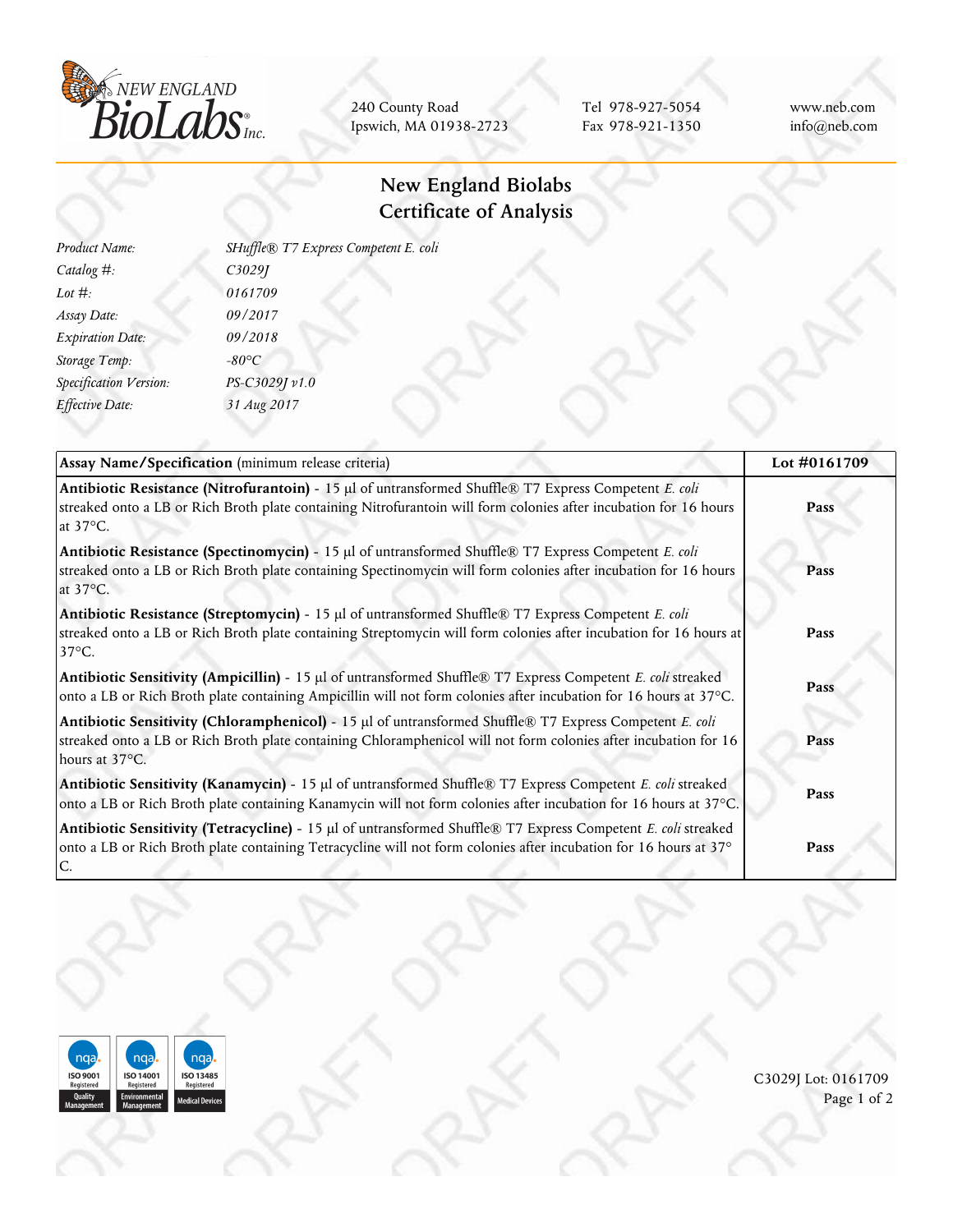NEW ENGLAND BioLabs® Inc.

240 County Road
Ipswich, MA 01938-2723

Tel 978-927-5054
Fax 978-921-1350

www.neb.com
info@neb.com

# New England Biolabs
# Certificate of Analysis

| | |
|---|---|
| *Product Name:* | *SHuffle® T7 Express Competent E. coli* |
| *Catalog #:* | *C3029J* |
| *Lot #:* | *0161709* |
| *Assay Date:* | *09/2017* |
| *Expiration Date:* | *09/2018* |
| *Storage Temp:* | *-80°C* |
| *Specification Version:* | *PS-C3029J v1.0* |
| *Effective Date:* | *31 Aug 2017* |

| **Assay Name/Specification** (minimum release criteria) | **Lot #0161709** |
|---|---|
| **Antibiotic Resistance (Nitrofurantoin)** - 15 µl of untransformed Shuffle® T7 Express Competent *E. coli* streaked onto a LB or Rich Broth plate containing Nitrofurantoin will form colonies after incubation for 16 hours at 37°C. | **Pass** |
| **Antibiotic Resistance (Spectinomycin)** - 15 µl of untransformed Shuffle® T7 Express Competent *E. coli* streaked onto a LB or Rich Broth plate containing Spectinomycin will form colonies after incubation for 16 hours at 37°C. | **Pass** |
| **Antibiotic Resistance (Streptomycin)** - 15 µl of untransformed Shuffle® T7 Express Competent *E. coli* streaked onto a LB or Rich Broth plate containing Streptomycin will form colonies after incubation for 16 hours at 37°C. | **Pass** |
| **Antibiotic Sensitivity (Ampicillin)** - 15 µl of untransformed Shuffle® T7 Express Competent *E. coli* streaked onto a LB or Rich Broth plate containing Ampicillin will not form colonies after incubation for 16 hours at 37°C. | **Pass** |
| **Antibiotic Sensitivity (Chloramphenicol)** - 15 µl of untransformed Shuffle® T7 Express Competent *E. coli* streaked onto a LB or Rich Broth plate containing Chloramphenicol will not form colonies after incubation for 16 hours at 37°C. | **Pass** |
| **Antibiotic Sensitivity (Kanamycin)** - 15 µl of untransformed Shuffle® T7 Express Competent *E. coli* streaked onto a LB or Rich Broth plate containing Kanamycin will not form colonies after incubation for 16 hours at 37°C. | **Pass** |
| **Antibiotic Sensitivity (Tetracycline)** - 15 µl of untransformed Shuffle® T7 Express Competent *E. coli* streaked onto a LB or Rich Broth plate containing Tetracycline will not form colonies after incubation for 16 hours at 37°C. | **Pass** |

ISO 9001 Registered Quality Management | ISO 14001 Registered Environmental Management | ISO 13485 Registered Medical Devices

C3029J Lot: 0161709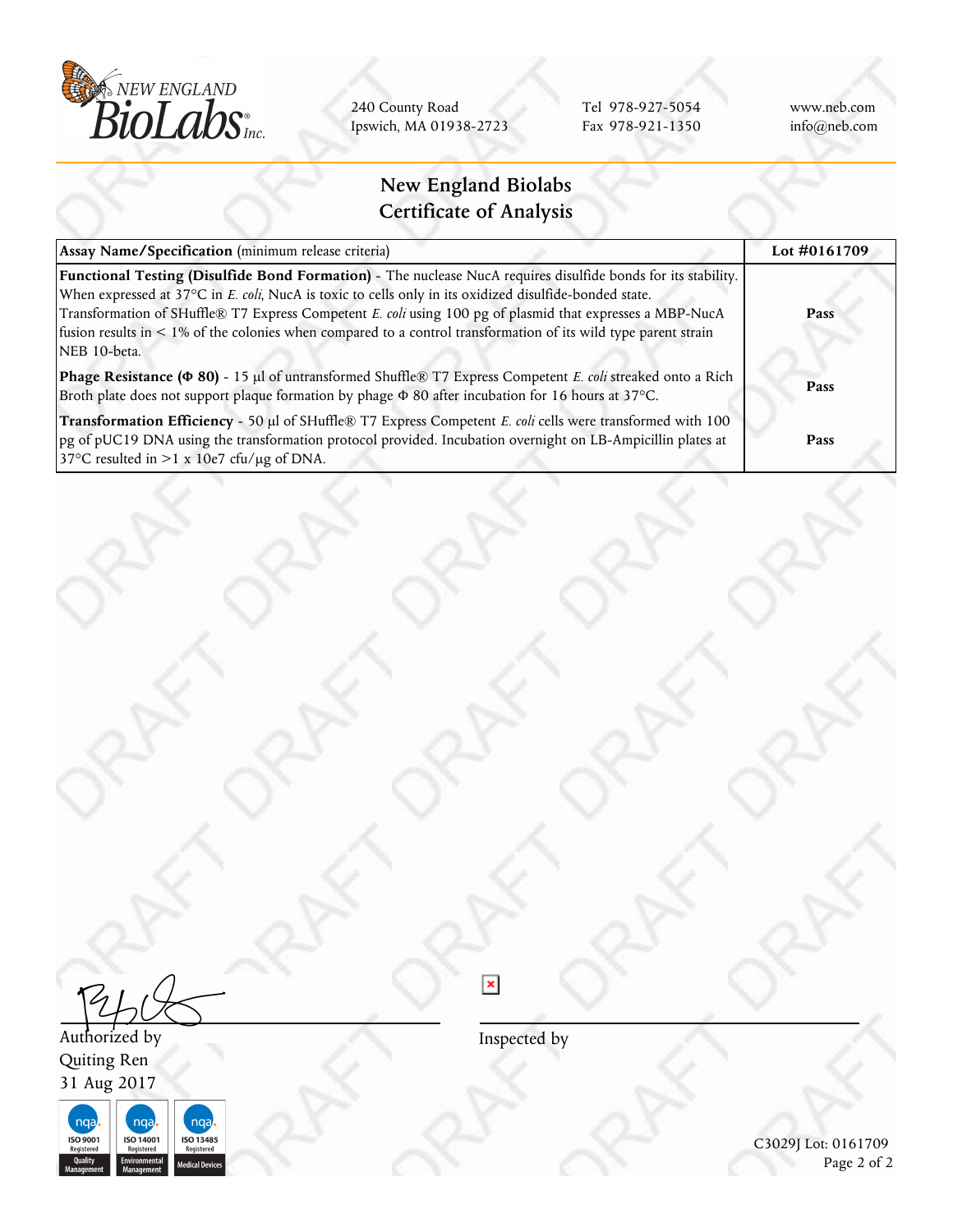240 County Road
Ipswich, MA 01938-2723

Tel 978-927-5054
Fax 978-921-1350

www.neb.com
info@neb.com

# New England Biolabs
# Certificate of Analysis

| **Assay Name/Specification** (minimum release criteria) | **Lot #0161709** |
|---|---|
| **Functional Testing (Disulfide Bond Formation)** - The nuclease NucA requires disulfide bonds for its stability. When expressed at 37°C in *E. coli*, NucA is toxic to cells only in its oxidized disulfide-bonded state. Transformation of SHuffle® T7 Express Competent *E. coli* using 100 pg of plasmid that expresses a MBP-NucA fusion results in < 1% of the colonies when compared to a control transformation of its wild type parent strain NEB 10-beta. | **Pass** |
| **Phage Resistance (Φ 80)** - 15 µl of untransformed Shuffle® T7 Express Competent *E. coli* streaked onto a Rich Broth plate does not support plaque formation by phage Φ 80 after incubation for 16 hours at 37°C. | **Pass** |
| **Transformation Efficiency** - 50 µl of SHuffle® T7 Express Competent *E. coli* cells were transformed with 100 pg of pUC19 DNA using the transformation protocol provided. Incubation overnight on LB-Ampicillin plates at 37°C resulted in >1 x 10e7 cfu/µg of DNA. | **Pass** |

Authorized by
Quiting Ren
31 Aug 2017

Inspected by

C3029J Lot: 0161709